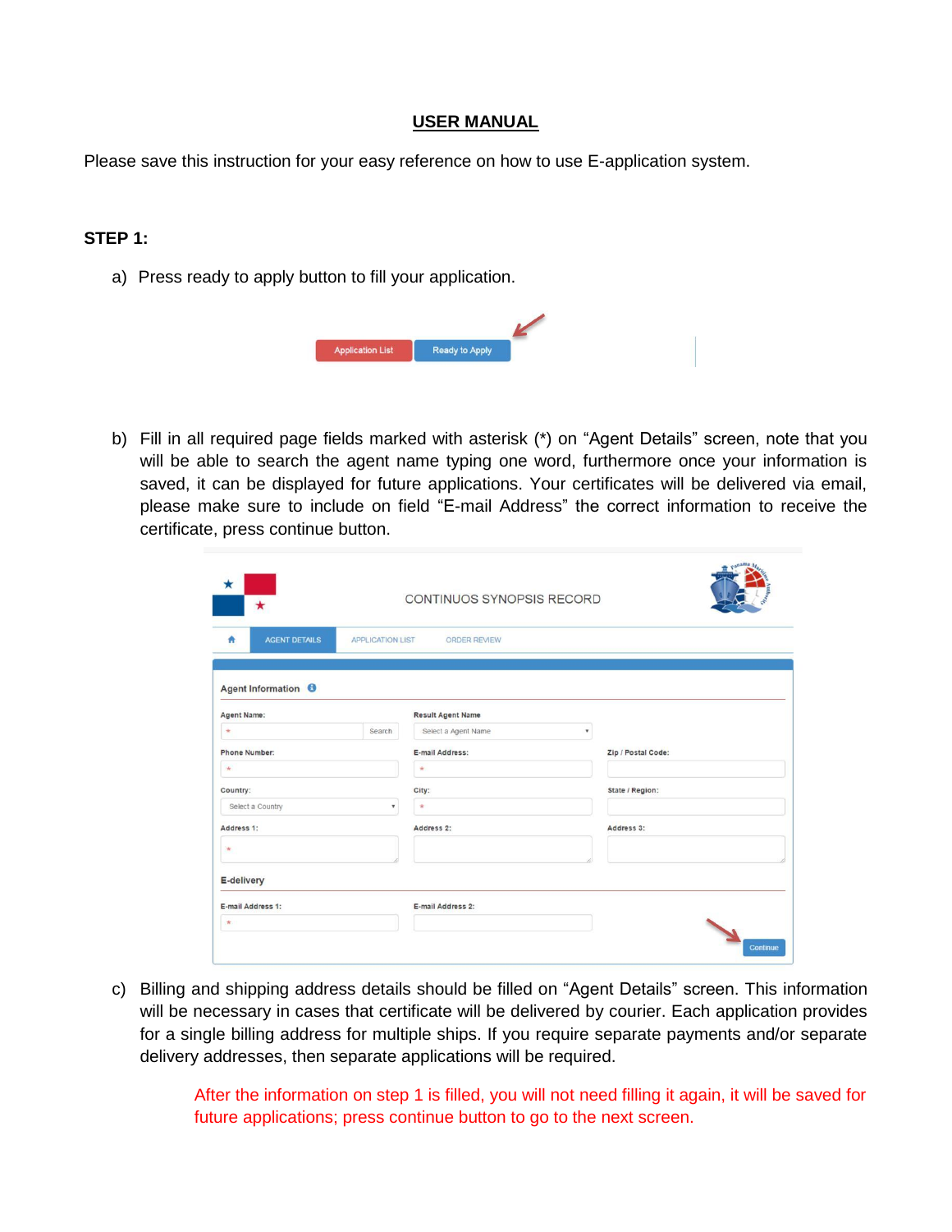# USER MANUAL

Please save this instruction for your easy reference on how to use E-application system.

**STEP 1:**

a) Press ready to apply button to fill your application.

b) Fill in all required page fields marked with asterisk (*) on "Agent Details" screen, note that you will be able to search the agent name typing one word, furthermore once your information is saved, it can be displayed for future applications. Your certificates will be delivered via email, please make sure to include on field "E-mail Address" the correct information to receive the certificate, press continue button.

c) Billing and shipping address details should be filled on "Agent Details" screen. This information will be necessary in cases that certificate will be delivered by courier. Each application provides for a single billing address for multiple ships. If you require separate payments and/or separate delivery addresses, then separate applications will be required.

After the information on step 1 is filled, you will not need filling it again, it will be saved for future applications; press continue button to go to the next screen.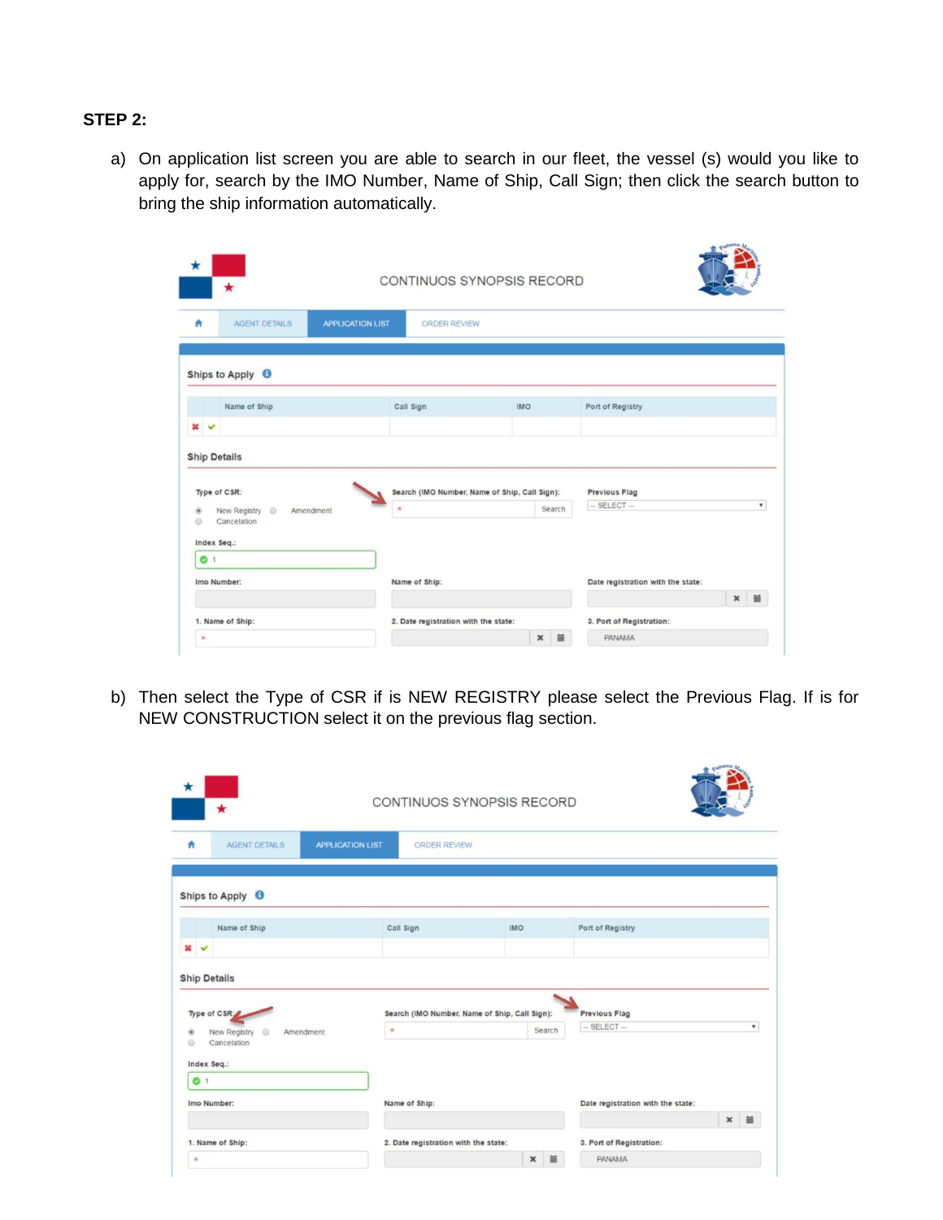**STEP 2:**

a) On application list screen you are able to search in our fleet, the vessel (s) would you like to apply for, search by the IMO Number, Name of Ship, Call Sign; then click the search button to bring the ship information automatically.

b) Then select the Type of CSR if is NEW REGISTRY please select the Previous Flag. If is for NEW CONSTRUCTION select it on the previous flag section.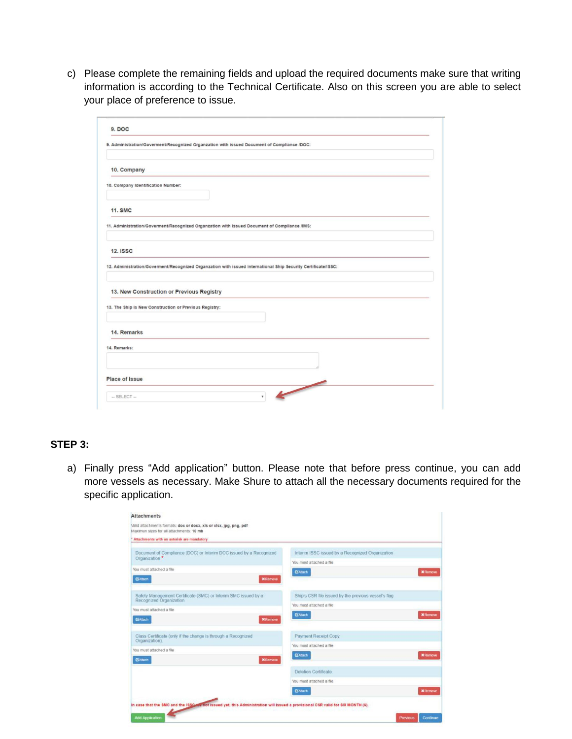c) Please complete the remaining fields and upload the required documents make sure that writing information is according to the Technical Certificate. Also on this screen you are able to select your place of preference to issue.

**9. DOC**

9. Administration/Goverment/Recognized Organzation with issued Document of Compliance /DOC:

**10. Company**

10. Company Identification Number:

**11. SMC**

11. Administration/Goverment/Recognized Organzation with issued Document of Compliance /IMS:

**12. ISSC**

12. Administration/Goverment/Recognized Organzation with issued International Ship Security Certificate/ISSC:

**13. New Construction or Previous Registry**

13. The Ship is New Construction or Previous Registry:

**14. Remarks**

14. Remarks:

**Place of Issue**

-- SELECT --

## STEP 3:

a) Finally press "Add application" button. Please note that before press continue, you can add more vessels as necessary. Make Shure to attach all the necessary documents required for the specific application.

**Attachments**

Valid attachments formats: doc or docx, xls or xlsx, jpg, png, pdf
Maximun sizes for all attachments: 10 mb
* Attachments with an asterisk are mandatory

- Document of Compliance (DOC) or Interim DOC issued by a Recognized Organization *
  You must attached a file — Attach / Remove
- Interim ISSC issued by a Recognized Organization
  You must attached a file — Attach / Remove
- Safety Management Certificate (SMC) or Interim SMC issued by a Recognized Organization
  You must attached a file — Attach / Remove
- Ship's CSR file issued by the previous vessel's flag
  You must attached a file — Attach / Remove
- Class Certificate (only if the change is through a Recognized Organization)
  You must attached a file — Attach / Remove
- Payment Receipt Copy
  You must attached a file — Attach / Remove
- Deletion Certificate
  You must attached a file — Attach / Remove

In case that the SMC and the ISSC are not issued yet, this Administration will issued a provisional CSR valid for SIX MONTH (6).

Add Application | Previous | Continue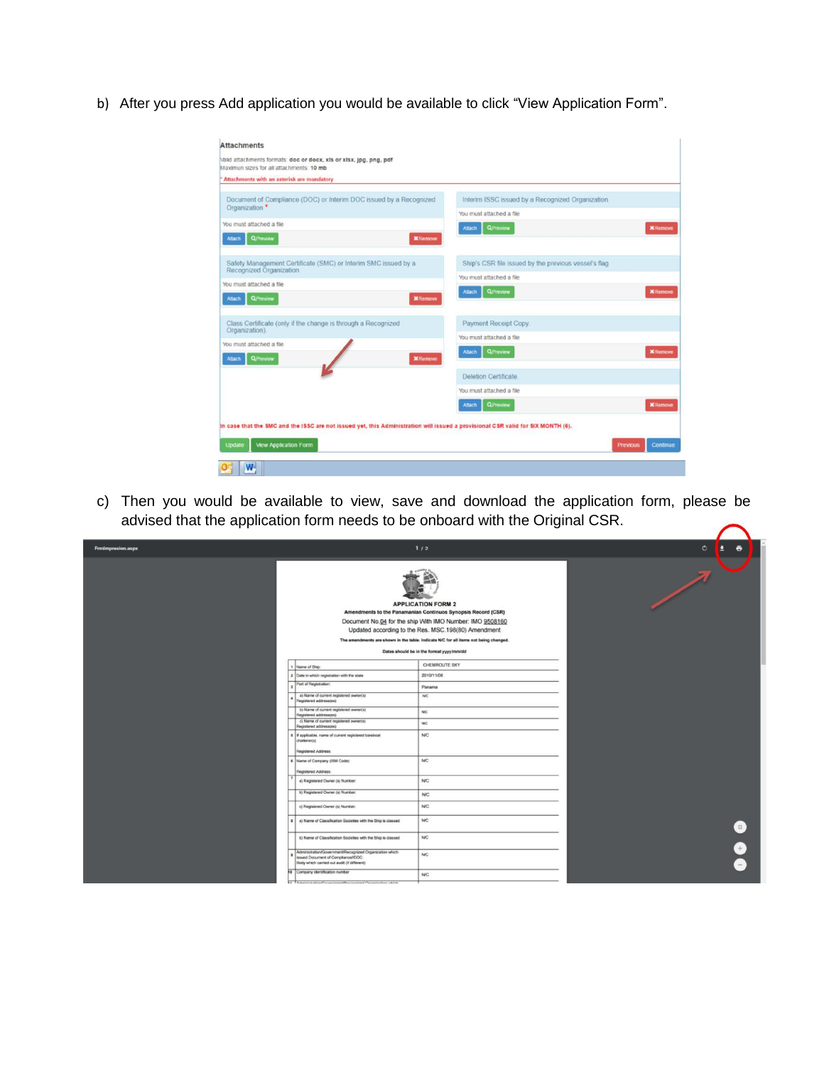b) After you press Add application you would be available to click “View Application Form”.

c) Then you would be available to view, save and download the application form, please be advised that the application form needs to be onboard with the Original CSR.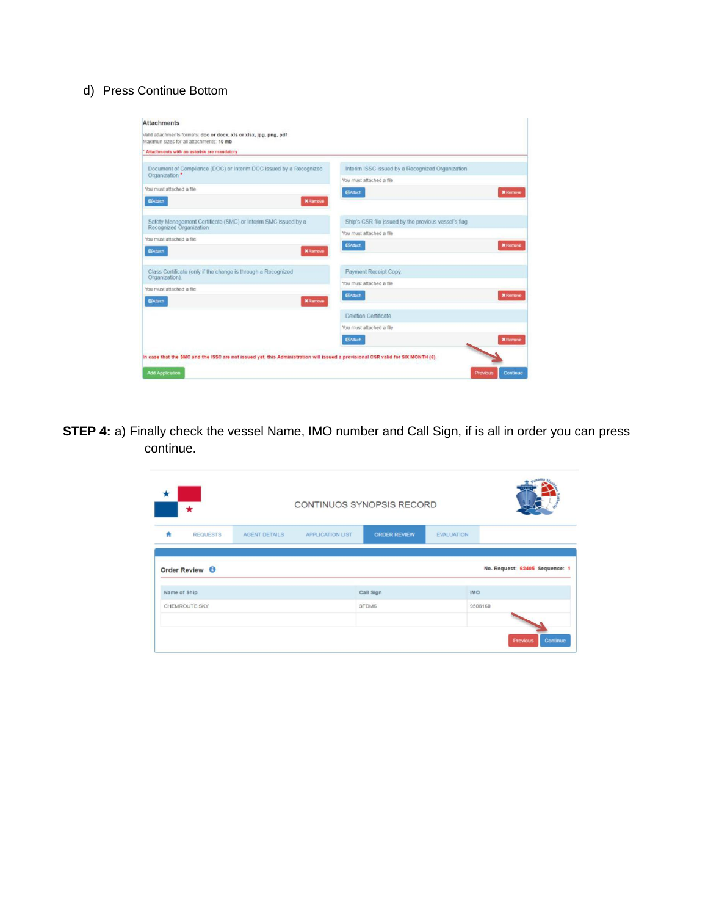d) Press Continue Bottom

**STEP 4:** a) Finally check the vessel Name, IMO number and Call Sign, if is all in order you can press continue.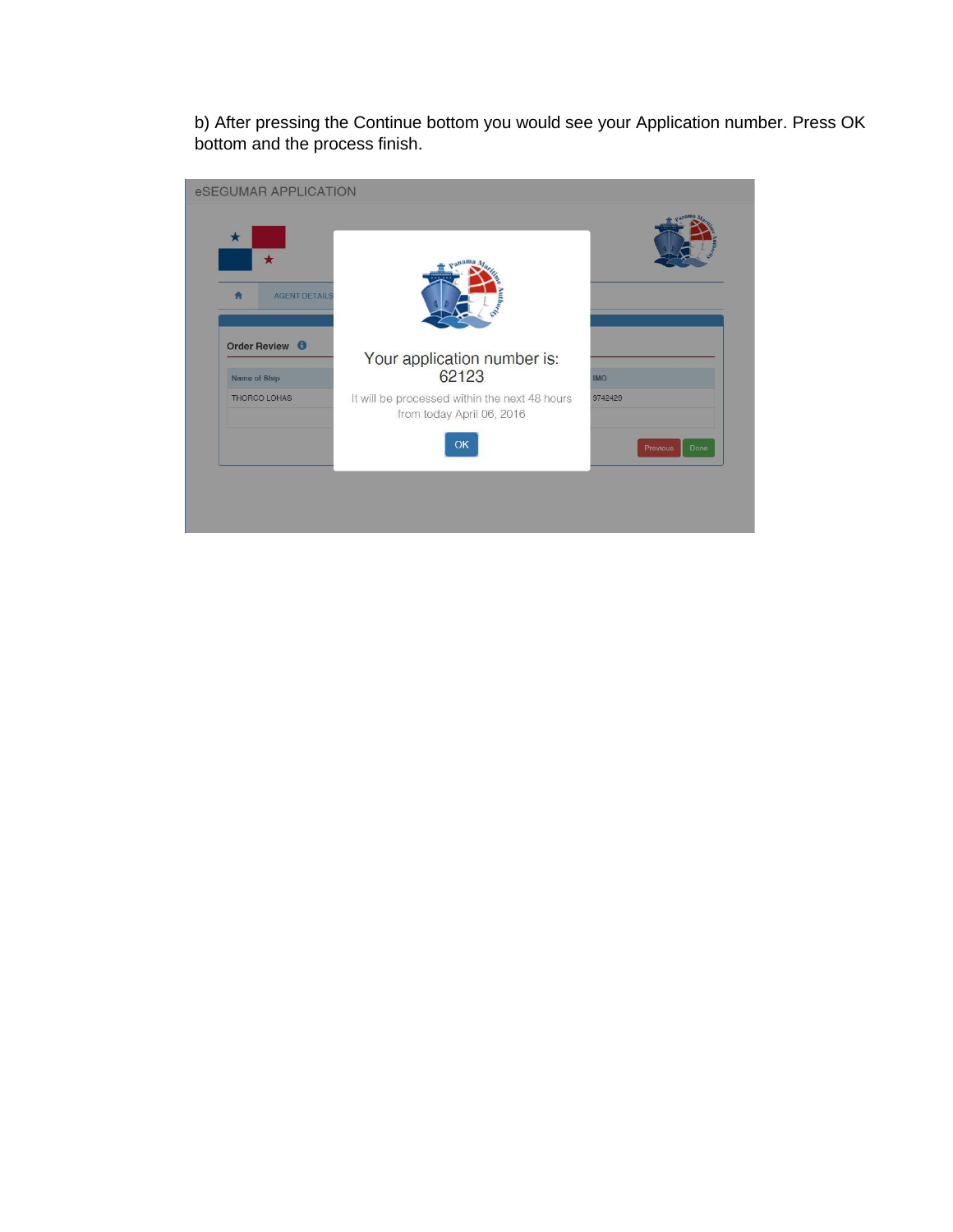b) After pressing the Continue bottom you would see your Application number. Press OK bottom and the process finish.

eSEGUMAR APPLICATION

AGENT DETAILS

Order Review

| Name of Ship | IMO |
| --- | --- |
| THORCO LOHAS | 9742429 |

Your application number is:
62123

It will be processed within the next 48 hours from today April 06, 2016

OK

Previous Done